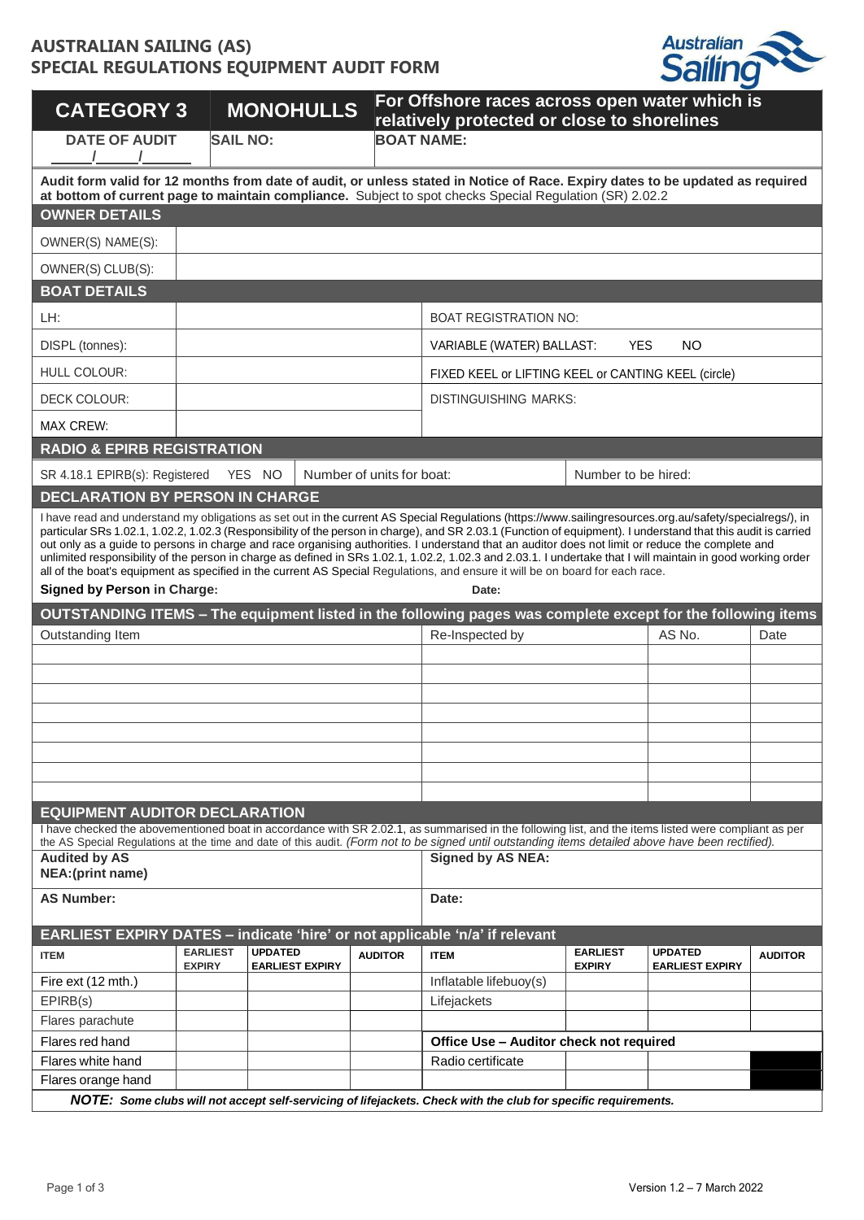# AUSTRALIAN SAILING (AS)
# SPECIAL REGULATIONS EQUIPMENT AUDIT FORM

| CATEGORY 3 | MONOHULLS | For Offshore races across open water which is relatively protected or close to shorelines |
|---|---|---|
| DATE OF AUDIT ____/____/____ | SAIL NO: | BOAT NAME: |

**Audit form valid for 12 months from date of audit, or unless stated in Notice of Race. Expiry dates to be updated as required at bottom of current page to maintain compliance.** Subject to spot checks Special Regulation (SR) 2.02.2

## OWNER DETAILS

| | |
|---|---|
| OWNER(S) NAME(S): | |
| OWNER(S) CLUB(S): | |

## BOAT DETAILS

| | | |
|---|---|---|
| LH: | | BOAT REGISTRATION NO: |
| DISPL (tonnes): | | VARIABLE (WATER) BALLAST: YES NO |
| HULL COLOUR: | | FIXED KEEL or LIFTING KEEL or CANTING KEEL (circle) |
| DECK COLOUR: | | DISTINGUISHING MARKS: |
| MAX CREW: | | |

## RADIO & EPIRB REGISTRATION

| | | |
|---|---|---|
| SR 4.18.1 EPIRB(s): Registered YES NO | Number of units for boat: | Number to be hired: |

## DECLARATION BY PERSON IN CHARGE

I have read and understand my obligations as set out in the current AS Special Regulations (https://www.sailingresources.org.au/safety/specialregs/), in particular SRs 1.02.1, 1.02.2, 1.02.3 (Responsibility of the person in charge), and SR 2.03.1 (Function of equipment). I understand that this audit is carried out only as a guide to persons in charge and race organising authorities. I understand that an auditor does not limit or reduce the complete and unlimited responsibility of the person in charge as defined in SRs 1.02.1, 1.02.2, 1.02.3 and 2.03.1. I undertake that I will maintain in good working order all of the boat's equipment as specified in the current AS Special Regulations, and ensure it will be on board for each race.

**Signed by Person in Charge:** **Date:**

## OUTSTANDING ITEMS – The equipment listed in the following pages was complete except for the following items

| Outstanding Item | Re-Inspected by | AS No. | Date |
|---|---|---|---|
| | | | |
| | | | |
| | | | |
| | | | |
| | | | |
| | | | |
| | | | |
| | | | |

## EQUIPMENT AUDITOR DECLARATION

I have checked the abovementioned boat in accordance with SR 2.02.1, as summarised in the following list, and the items listed were compliant as per the AS Special Regulations at the time and date of this audit. *(Form not to be signed until outstanding items detailed above have been rectified).*

| | |
|---|---|
| **Audited by AS NEA:(print name)** | **Signed by AS NEA:** |
| **AS Number:** | **Date:** |

## EARLIEST EXPIRY DATES – indicate 'hire' or not applicable 'n/a' if relevant

| ITEM | EARLIEST EXPIRY | UPDATED EARLIEST EXPIRY | AUDITOR | ITEM | EARLIEST EXPIRY | UPDATED EARLIEST EXPIRY | AUDITOR |
|---|---|---|---|---|---|---|---|
| Fire ext (12 mth.) | | | | Inflatable lifebuoy(s) | | | |
| EPIRB(s) | | | | Lifejackets | | | |
| Flares parachute | | | | | | | |
| Flares red hand | | | | **Office Use – Auditor check not required** | | | |
| Flares white hand | | | | Radio certificate | | | |
| Flares orange hand | | | | | | | |

***NOTE:*** ***Some clubs will not accept self-servicing of lifejackets. Check with the club for specific requirements.***

Version 1.2 – 7 March 2022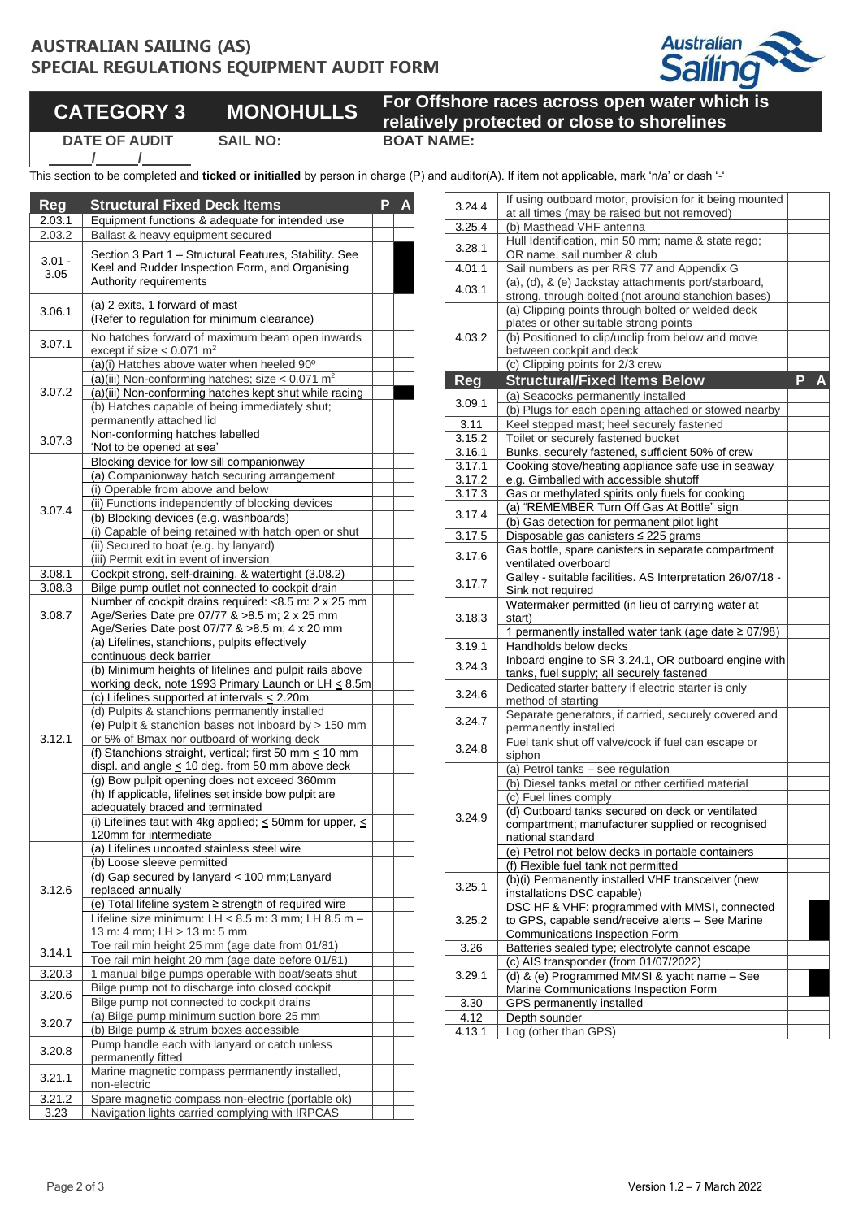# AUSTRALIAN SAILING (AS)
# SPECIAL REGULATIONS EQUIPMENT AUDIT FORM

| CATEGORY 3 | MONOHULLS | For Offshore races across open water which is relatively protected or close to shorelines |
|---|---|---|
| DATE OF AUDIT ____/____/____ | SAIL NO: | BOAT NAME: |

This section to be completed and **ticked or initialled** by person in charge (P) and auditor(A). If item not applicable, mark 'n/a' or dash '-'

| Reg | Structural Fixed Deck Items | P | A |
|---|---|---|---|
| 2.03.1 | Equipment functions & adequate for intended use | | |
| 2.03.2 | Ballast & heavy equipment secured | | |
| 3.01 - 3.05 | Section 3 Part 1 – Structural Features, Stability. See Keel and Rudder Inspection Form, and Organising Authority requirements | | |
| 3.06.1 | (a) 2 exits, 1 forward of mast (Refer to regulation for minimum clearance) | | |
| 3.07.1 | No hatches forward of maximum beam open inwards except if size < 0.071 m² | | |
| 3.07.2 | (a)(i) Hatches above water when heeled 90º | | |
| | (a)(iii) Non-conforming hatches; size < 0.071 m² | | |
| | (a)(iii) Non-conforming hatches kept shut while racing | | |
| | (b) Hatches capable of being immediately shut; permanently attached lid | | |
| 3.07.3 | Non-conforming hatches labelled 'Not to be opened at sea' | | |
| 3.07.4 | Blocking device for low sill companionway | | |
| | (a) Companionway hatch securing arrangement | | |
| | (i) Operable from above and below | | |
| | (ii) Functions independently of blocking devices | | |
| | (b) Blocking devices (e.g. washboards) | | |
| | (i) Capable of being retained with hatch open or shut | | |
| | (ii) Secured to boat (e.g. by lanyard) | | |
| | (iii) Permit exit in event of inversion | | |
| 3.08.1 | Cockpit strong, self-draining, & watertight (3.08.2) | | |
| 3.08.3 | Bilge pump outlet not connected to cockpit drain | | |
| 3.08.7 | Number of cockpit drains required: <8.5 m: 2 x 25 mm Age/Series Date pre 07/77 & >8.5 m; 2 x 25 mm Age/Series Date post 07/77 & >8.5 m; 4 x 20 mm | | |
| 3.12.1 | (a) Lifelines, stanchions, pulpits effectively continuous deck barrier | | |
| | (b) Minimum heights of lifelines and pulpit rails above working deck, note 1993 Primary Launch or LH ≤ 8.5m | | |
| | (c) Lifelines supported at intervals ≤ 2.20m | | |
| | (d) Pulpits & stanchions permanently installed | | |
| | (e) Pulpit & stanchion bases not inboard by > 150 mm or 5% of Bmax nor outboard of working deck | | |
| | (f) Stanchions straight, vertical; first 50 mm ≤ 10 mm displ. and angle ≤ 10 deg. from 50 mm above deck | | |
| | (g) Bow pulpit opening does not exceed 360mm | | |
| | (h) If applicable, lifelines set inside bow pulpit are adequately braced and terminated | | |
| | (i) Lifelines taut with 4kg applied; ≤ 50mm for upper, ≤ 120mm for intermediate | | |
| 3.12.6 | (a) Lifelines uncoated stainless steel wire | | |
| | (b) Loose sleeve permitted | | |
| | (d) Gap secured by lanyard ≤ 100 mm;Lanyard replaced annually | | |
| | (e) Total lifeline system ≥ strength of required wire | | |
| | Lifeline size minimum: LH < 8.5 m: 3 mm; LH 8.5 m – 13 m: 4 mm; LH > 13 m: 5 mm | | |
| 3.14.1 | Toe rail min height 25 mm (age date from 01/81) | | |
| | Toe rail min height 20 mm (age date before 01/81) | | |
| 3.20.3 | 1 manual bilge pumps operable with boat/seats shut | | |
| 3.20.6 | Bilge pump not to discharge into closed cockpit | | |
| | Bilge pump not connected to cockpit drains | | |
| 3.20.7 | (a) Bilge pump minimum suction bore 25 mm | | |
| | (b) Bilge pump & strum boxes accessible | | |
| 3.20.8 | Pump handle each with lanyard or catch unless permanently fitted | | |
| 3.21.1 | Marine magnetic compass permanently installed, non-electric | | |
| 3.21.2 | Spare magnetic compass non-electric (portable ok) | | |
| 3.23 | Navigation lights carried complying with IRPCAS | | |
| 3.24.4 | If using outboard motor, provision for it being mounted at all times (may be raised but not removed) | | |
| 3.25.4 | (b) Masthead VHF antenna | | |
| 3.28.1 | Hull Identification, min 50 mm; name & state rego; OR name, sail number & club | | |
| 4.01.1 | Sail numbers as per RRS 77 and Appendix G | | |
| 4.03.1 | (a), (d), & (e) Jackstay attachments port/starboard, strong, through bolted (not around stanchion bases) | | |
| 4.03.2 | (a) Clipping points through bolted or welded deck plates or other suitable strong points | | |
| | (b) Positioned to clip/unclip from below and move between cockpit and deck | | |
| | (c) Clipping points for 2/3 crew | | |

| Reg | Structural/Fixed Items Below | P | A |
|---|---|---|---|
| 3.09.1 | (a) Seacocks permanently installed | | |
| | (b) Plugs for each opening attached or stowed nearby | | |
| 3.11 | Keel stepped mast; heel securely fastened | | |
| 3.15.2 | Toilet or securely fastened bucket | | |
| 3.16.1 | Bunks, securely fastened, sufficient 50% of crew | | |
| 3.17.1 | Cooking stove/heating appliance safe use in seaway | | |
| 3.17.2 | e.g. Gimballed with accessible shutoff | | |
| 3.17.3 | Gas or methylated spirits only fuels for cooking | | |
| 3.17.4 | (a) "REMEMBER Turn Off Gas At Bottle" sign | | |
| | (b) Gas detection for permanent pilot light | | |
| 3.17.5 | Disposable gas canisters ≤ 225 grams | | |
| 3.17.6 | Gas bottle, spare canisters in separate compartment ventilated overboard | | |
| 3.17.7 | Galley - suitable facilities. AS Interpretation 26/07/18 - Sink not required | | |
| 3.18.3 | Watermaker permitted (in lieu of carrying water at start) | | |
| | 1 permanently installed water tank (age date ≥ 07/98) | | |
| 3.19.1 | Handholds below decks | | |
| 3.24.3 | Inboard engine to SR 3.24.1, OR outboard engine with tanks, fuel supply; all securely fastened | | |
| 3.24.6 | Dedicated starter battery if electric starter is only method of starting | | |
| 3.24.7 | Separate generators, if carried, securely covered and permanently installed | | |
| 3.24.8 | Fuel tank shut off valve/cock if fuel can escape or siphon | | |
| 3.24.9 | (a) Petrol tanks – see regulation | | |
| | (b) Diesel tanks metal or other certified material | | |
| | (c) Fuel lines comply | | |
| | (d) Outboard tanks secured on deck or ventilated compartment; manufacturer supplied or recognised national standard | | |
| | (e) Petrol not below decks in portable containers | | |
| | (f) Flexible fuel tank not permitted | | |
| 3.25.1 | (b)(i) Permanently installed VHF transceiver (new installations DSC capable) | | |
| 3.25.2 | DSC HF & VHF: programmed with MMSI, connected to GPS, capable send/receive alerts – See Marine Communications Inspection Form | | |
| 3.26 | Batteries sealed type; electrolyte cannot escape | | |
| 3.29.1 | (c) AIS transponder (from 01/07/2022) | | |
| | (d) & (e) Programmed MMSI & yacht name – See Marine Communications Inspection Form | | |
| 3.30 | GPS permanently installed | | |
| 4.12 | Depth sounder | | |
| 4.13.1 | Log (other than GPS) | | |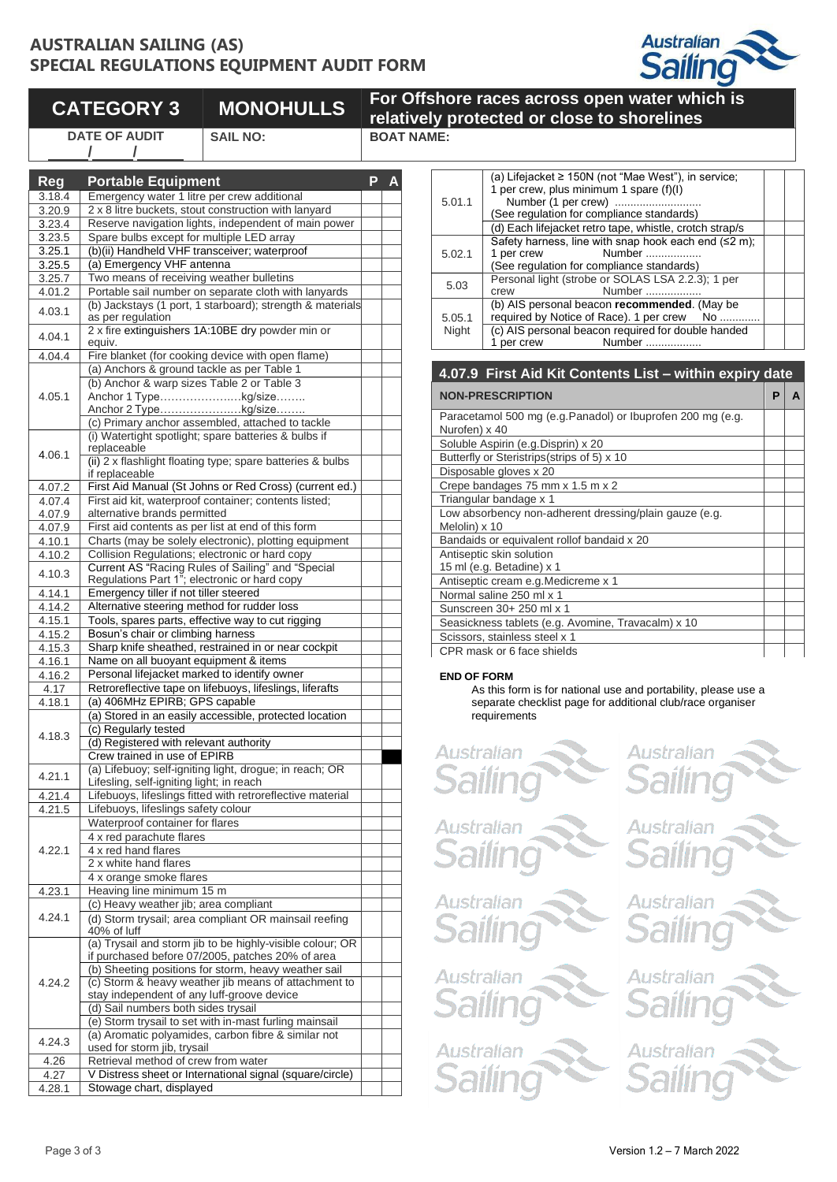# AUSTRALIAN SAILING (AS) SPECIAL REGULATIONS EQUIPMENT AUDIT FORM

| CATEGORY 3 | MONOHULLS | For Offshore races across open water which is relatively protected or close to shorelines |
|---|---|---|
| DATE OF AUDIT ____/____/____ | SAIL NO: | BOAT NAME: |

| Reg | Portable Equipment | P | A |
|---|---|---|---|
| 3.18.4 | Emergency water 1 litre per crew additional | | |
| 3.20.9 | 2 x 8 litre buckets, stout construction with lanyard | | |
| 3.23.4 | Reserve navigation lights, independent of main power | | |
| 3.23.5 | Spare bulbs except for multiple LED array | | |
| 3.25.1 | (b)(ii) Handheld VHF transceiver; waterproof | | |
| 3.25.5 | (a) Emergency VHF antenna | | |
| 3.25.7 | Two means of receiving weather bulletins | | |
| 4.01.2 | Portable sail number on separate cloth with lanyards | | |
| 4.03.1 | (b) Jackstays (1 port, 1 starboard); strength & materials as per regulation | | |
| 4.04.1 | 2 x fire extinguishers 1A:10BE dry powder min or equiv. | | |
| 4.04.4 | Fire blanket (for cooking device with open flame) | | |
| 4.05.1 | (a) Anchors & ground tackle as per Table 1 | | |
| | (b) Anchor & warp sizes Table 2 or Table 3<br>Anchor 1 Type………………….kg/size……..<br>Anchor 2 Type………………….kg/size…….. | | |
| | (c) Primary anchor assembled, attached to tackle | | |
| 4.06.1 | (i) Watertight spotlight; spare batteries & bulbs if replaceable | | |
| | (ii) 2 x flashlight floating type; spare batteries & bulbs if replaceable | | |
| 4.07.2 | First Aid Manual (St Johns or Red Cross) (current ed.) | | |
| 4.07.4<br>4.07.9 | First aid kit, waterproof container; contents listed; alternative brands permitted | | |
| 4.07.9 | First aid contents as per list at end of this form | | |
| 4.10.1 | Charts (may be solely electronic), plotting equipment | | |
| 4.10.2 | Collision Regulations; electronic or hard copy | | |
| 4.10.3 | Current AS "Racing Rules of Sailing" and "Special Regulations Part 1"; electronic or hard copy | | |
| 4.14.1 | Emergency tiller if not tiller steered | | |
| 4.14.2 | Alternative steering method for rudder loss | | |
| 4.15.1 | Tools, spares parts, effective way to cut rigging | | |
| 4.15.2 | Bosun's chair or climbing harness | | |
| 4.15.3 | Sharp knife sheathed, restrained in or near cockpit | | |
| 4.16.1 | Name on all buoyant equipment & items | | |
| 4.16.2 | Personal lifejacket marked to identify owner | | |
| 4.17 | Retroreflective tape on lifebuoys, lifeslings, liferafts | | |
| 4.18.1 | (a) 406MHz EPIRB; GPS capable | | |
| 4.18.3 | (a) Stored in an easily accessible, protected location | | |
| | (c) Regularly tested | | |
| | (d) Registered with relevant authority | | |
| | Crew trained in use of EPIRB | | |
| 4.21.1 | (a) Lifebuoy; self-igniting light, drogue; in reach; OR Lifesling, self-igniting light; in reach | | |
| 4.21.4 | Lifebuoys, lifeslings fitted with retroreflective material | | |
| 4.21.5 | Lifebuoys, lifeslings safety colour | | |
| 4.22.1 | Waterproof container for flares | | |
| | 4 x red parachute flares | | |
| | 4 x red hand flares | | |
| | 2 x white hand flares | | |
| | 4 x orange smoke flares | | |
| 4.23.1 | Heaving line minimum 15 m | | |
| 4.24.1 | (c) Heavy weather jib; area compliant | | |
| | (d) Storm trysail; area compliant OR mainsail reefing 40% of luff | | |
| 4.24.2 | (a) Trysail and storm jib to be highly-visible colour; OR if purchased before 07/2005, patches 20% of area | | |
| | (b) Sheeting positions for storm, heavy weather sail | | |
| | (c) Storm & heavy weather jib means of attachment to stay independent of any luff-groove device | | |
| | (d) Sail numbers both sides trysail | | |
| | (e) Storm trysail to set with in-mast furling mainsail | | |
| 4.24.3 | (a) Aromatic polyamides, carbon fibre & similar not used for storm jib, trysail | | |
| 4.26 | Retrieval method of crew from water | | |
| 4.27 | V Distress sheet or International signal (square/circle) | | |
| 4.28.1 | Stowage chart, displayed | | |

| | | | |
|---|---|---|---|
| 5.01.1 | (a) Lifejacket ≥ 150N (not "Mae West"), in service; 1 per crew, plus minimum 1 spare (f)(l)<br>Number (1 per crew) ………………………<br>(See regulation for compliance standards) | | |
| | (d) Each lifejacket retro tape, whistle, crotch strap/s | | |
| 5.02.1 | Safety harness, line with snap hook each end (≤2 m); 1 per crew Number ………………<br>(See regulation for compliance standards) | | |
| 5.03 | Personal light (strobe or SOLAS LSA 2.2.3); 1 per crew Number ……………… | | |
| 5.05.1<br>Night | (b) AIS personal beacon **recommended**. (May be required by Notice of Race). 1 per crew No ………… | | |
| | (c) AIS personal beacon required for double handed 1 per crew Number ……………… | | |

## 4.07.9 First Aid Kit Contents List – within expiry date

| NON-PRESCRIPTION | P | A |
|---|---|---|
| Paracetamol 500 mg (e.g.Panadol) or Ibuprofen 200 mg (e.g. Nurofen) x 40 | | |
| Soluble Aspirin (e.g.Disprin) x 20 | | |
| Butterfly or Steristrips(strips of 5) x 10 | | |
| Disposable gloves x 20 | | |
| Crepe bandages 75 mm x 1.5 m x 2 | | |
| Triangular bandage x 1 | | |
| Low absorbency non-adherent dressing/plain gauze (e.g. Melolin) x 10 | | |
| Bandaids or equivalent rollof bandaid x 20 | | |
| Antiseptic skin solution<br>15 ml (e.g. Betadine) x 1 | | |
| Antiseptic cream e.g.Medicreme x 1 | | |
| Normal saline 250 ml x 1 | | |
| Sunscreen 30+ 250 ml x 1 | | |
| Seasickness tablets (e.g. Avomine, Travacalm) x 10 | | |
| Scissors, stainless steel x 1 | | |
| CPR mask or 6 face shields | | |

**END OF FORM**

As this form is for national use and portability, please use a separate checklist page for additional club/race organiser requirements

Version 1.2 – 7 March 2022